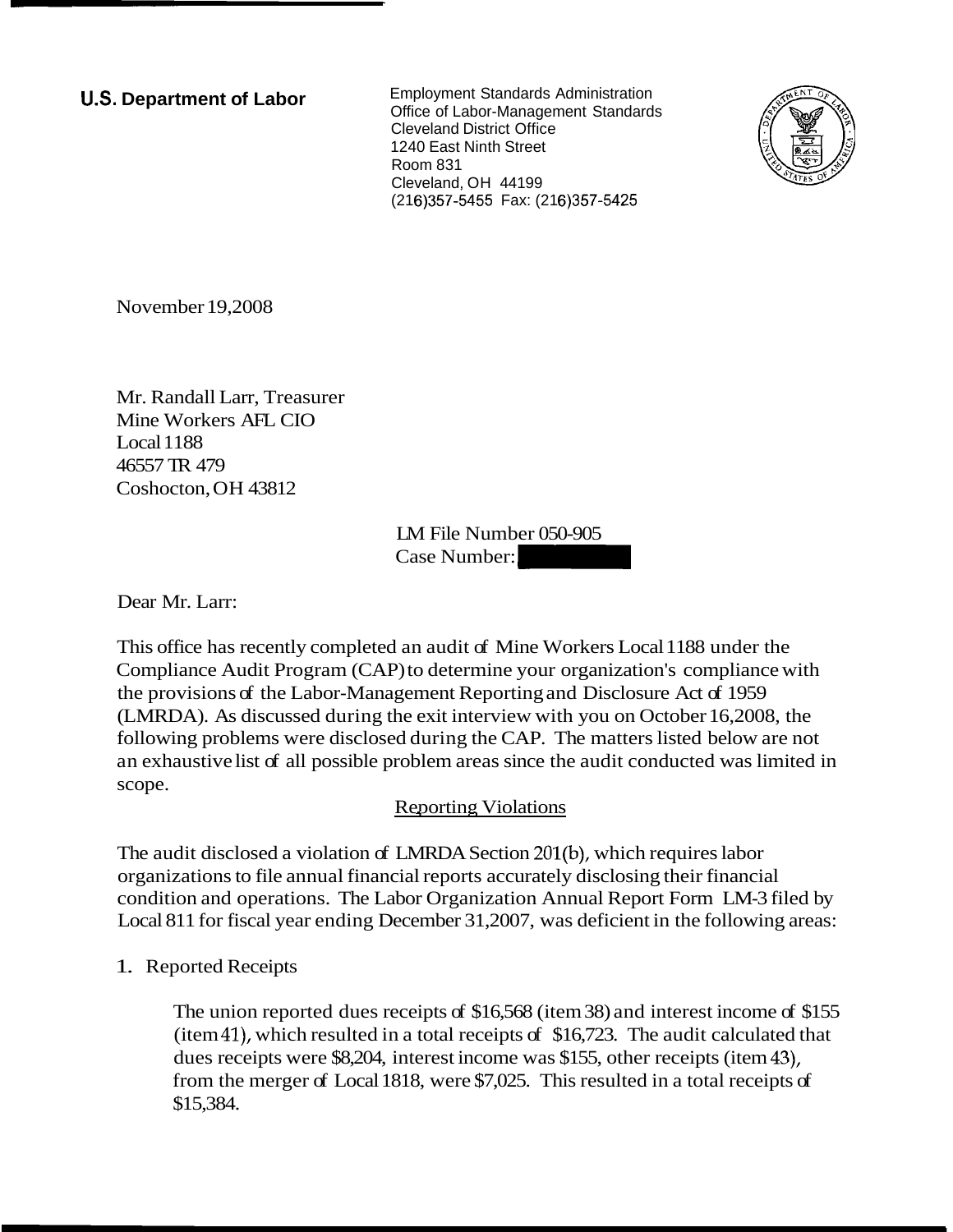**U.S. Department of Labor**

Employment Standards Administration
Office of Labor-Management Standards
Cleveland District Office
1240 East Ninth Street
Room 831
Cleveland, OH 44199
(216)357-5455 Fax: (216)357-5425

November 19,2008

Mr. Randall Larr, Treasurer
Mine Workers AFL CIO
Local 1188
46557 TR 479
Coshocton, OH 43812

LM File Number 050-905
Case Number:

Dear Mr. Larr:

This office has recently completed an audit of Mine Workers Local 1188 under the Compliance Audit Program (CAP) to determine your organization's compliance with the provisions of the Labor-Management Reporting and Disclosure Act of 1959 (LMRDA). As discussed during the exit interview with you on October 16,2008, the following problems were disclosed during the CAP. The matters listed below are not an exhaustive list of all possible problem areas since the audit conducted was limited in scope.

## Reporting Violations

The audit disclosed a violation of LMRDA Section 201(b), which requires labor organizations to file annual financial reports accurately disclosing their financial condition and operations. The Labor Organization Annual Report Form LM-3 filed by Local 811 for fiscal year ending December 31,2007, was deficient in the following areas:

1. Reported Receipts

   The union reported dues receipts of $16,568 (item 38) and interest income of $155 (item 41), which resulted in a total receipts of $16,723. The audit calculated that dues receipts were $8,204, interest income was $155, other receipts (item 43), from the merger of Local 1818, were $7,025. This resulted in a total receipts of $15,384.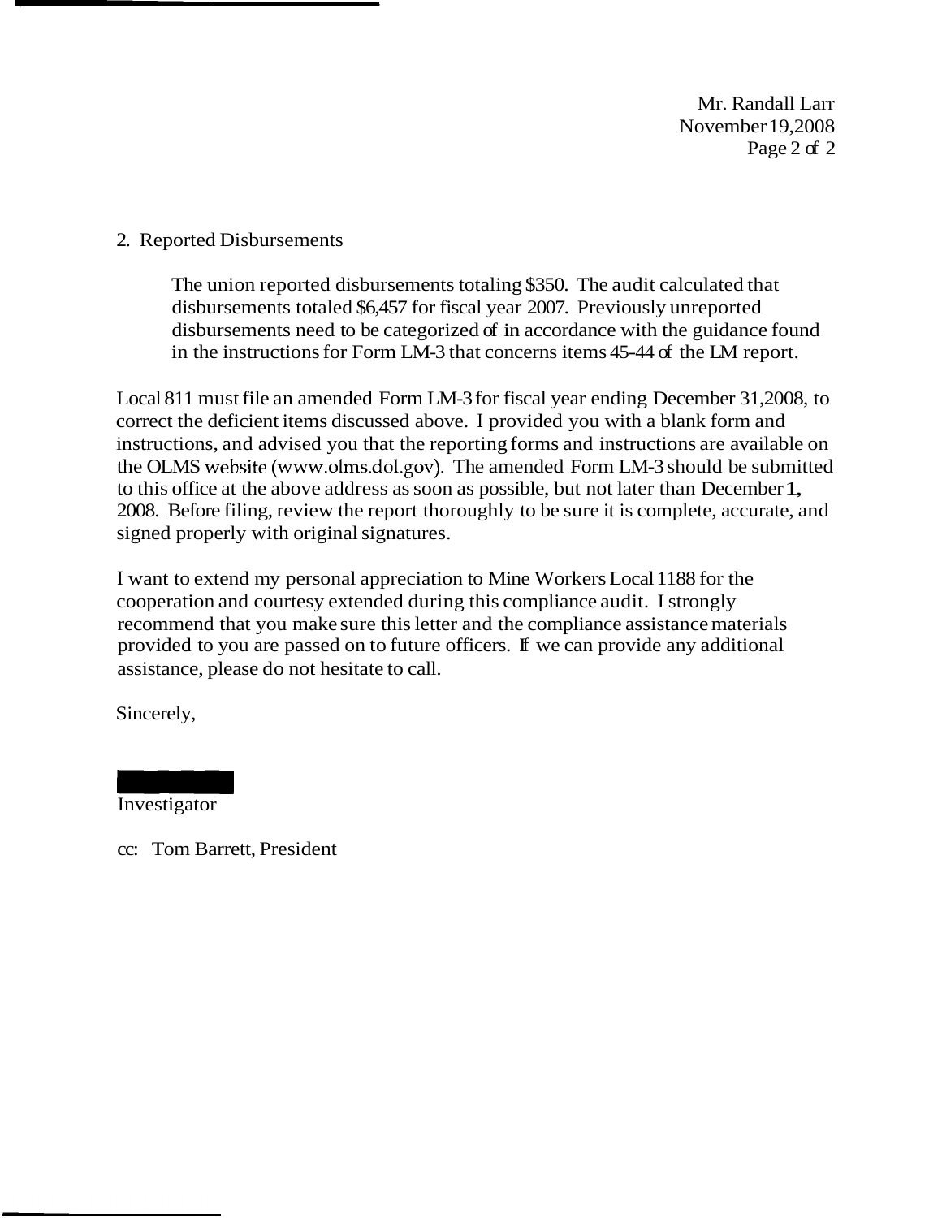Mr. Randall Larr
November 19,2008

2. Reported Disbursements

The union reported disbursements totaling $350. The audit calculated that disbursements totaled $6,457 for fiscal year 2007. Previously unreported disbursements need to be categorized of in accordance with the guidance found in the instructions for Form LM-3 that concerns items 45-44 of the LM report.

Local 811 must file an amended Form LM-3 for fiscal year ending December 31,2008, to correct the deficient items discussed above. I provided you with a blank form and instructions, and advised you that the reporting forms and instructions are available on the OLMS website (www.olms.dol.gov). The amended Form LM-3 should be submitted to this office at the above address as soon as possible, but not later than December 1, 2008. Before filing, review the report thoroughly to be sure it is complete, accurate, and signed properly with original signatures.

I want to extend my personal appreciation to Mine Workers Local 1188 for the cooperation and courtesy extended during this compliance audit. I strongly recommend that you make sure this letter and the compliance assistance materials provided to you are passed on to future officers. If we can provide any additional assistance, please do not hesitate to call.

Sincerely,

Investigator

cc: Tom Barrett, President